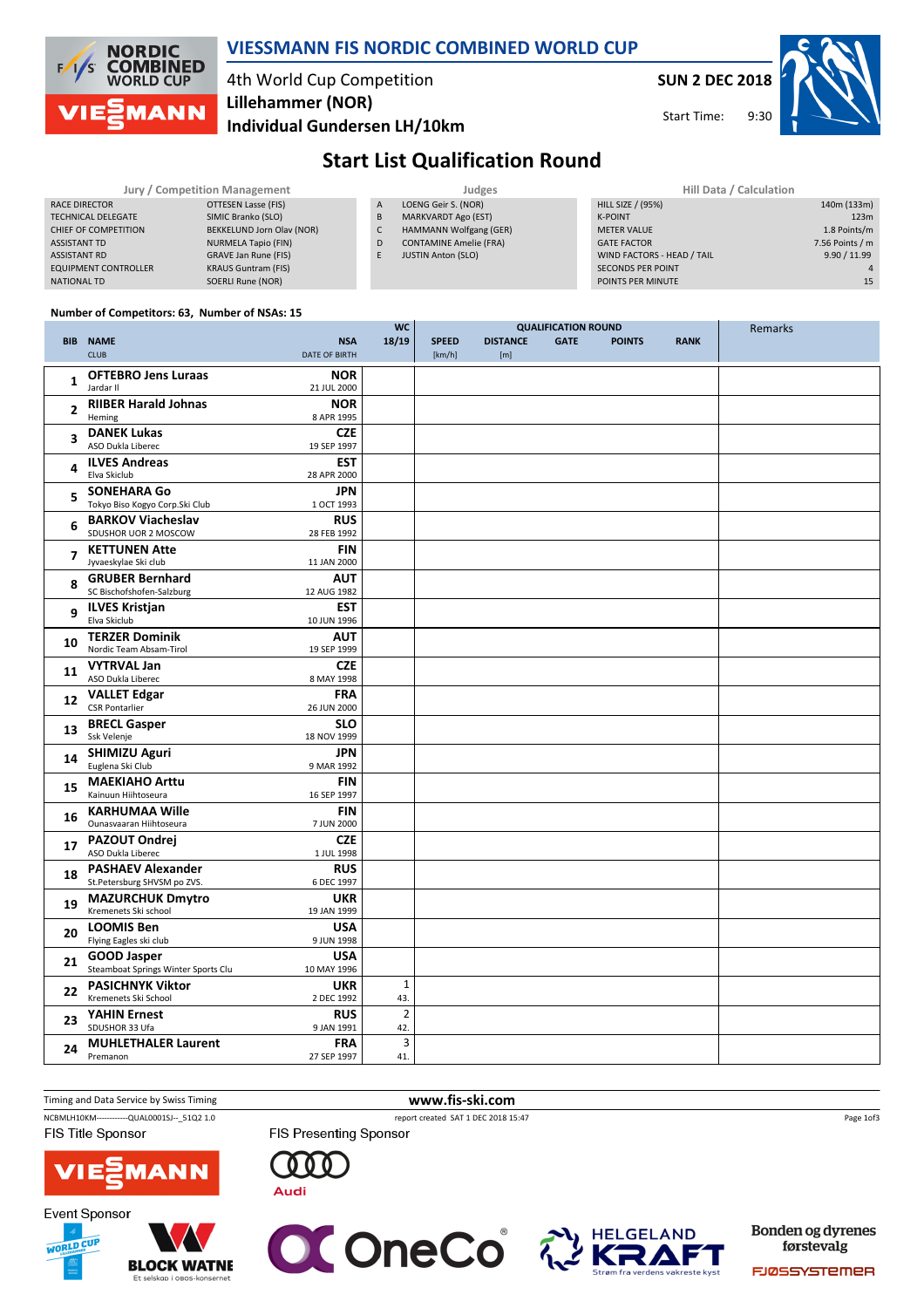# VIESSMANN FIS NORDIC COMBINED WORLD CUP

4th World Cup Competition
**Lillehammer (NOR)**
**Individual Gundersen LH/10km**

**SUN 2 DEC 2018**
Start Time: 9:30

## Start List Qualification Round

| Jury / Competition Management | |
|---|---|
| RACE DIRECTOR | OTTESEN Lasse (FIS) |
| TECHNICAL DELEGATE | SIMIC Branko (SLO) |
| CHIEF OF COMPETITION | BEKKELUND Jorn Olav (NOR) |
| ASSISTANT TD | NURMELA Tapio (FIN) |
| ASSISTANT RD | GRAVE Jan Rune (FIS) |
| EQUIPMENT CONTROLLER | KRAUS Guntram (FIS) |
| NATIONAL TD | SOERLI Rune (NOR) |

| Judges | |
|---|---|
| A | LOENG Geir S. (NOR) |
| B | MARKVARDT Ago (EST) |
| C | HAMMANN Wolfgang (GER) |
| D | CONTAMINE Amelie (FRA) |
| E | JUSTIN Anton (SLO) |

| Hill Data / Calculation | |
|---|---|
| HILL SIZE / (95%) | 140m (133m) |
| K-POINT | 123m |
| METER VALUE | 1.8 Points/m |
| GATE FACTOR | 7.56 Points / m |
| WIND FACTORS - HEAD / TAIL | 9.90 / 11.99 |
| SECONDS PER POINT | 4 |
| POINTS PER MINUTE | 15 |

**Number of Competitors: 63, Number of NSAs: 15**

| BIB | NAME / CLUB | NSA / DATE OF BIRTH | WC 18/19 | SPEED [km/h] | DISTANCE [m] | GATE | POINTS | RANK | Remarks |
|---|---|---|---|---|---|---|---|---|---|
| 1 | **OFTEBRO Jens Luraas** Jardar II | **NOR** 21 JUL 2000 | | | | | | | |
| 2 | **RIIBER Harald Johnas** Heming | **NOR** 8 APR 1995 | | | | | | | |
| 3 | **DANEK Lukas** ASO Dukla Liberec | **CZE** 19 SEP 1997 | | | | | | | |
| 4 | **ILVES Andreas** Elva Skiclub | **EST** 28 APR 2000 | | | | | | | |
| 5 | **SONEHARA Go** Tokyo Biso Kogyo Corp.Ski Club | **JPN** 1 OCT 1993 | | | | | | | |
| 6 | **BARKOV Viacheslav** SDUSHOR UOR 2 MOSCOW | **RUS** 28 FEB 1992 | | | | | | | |
| 7 | **KETTUNEN Atte** Jyvaeskylae Ski club | **FIN** 11 JAN 2000 | | | | | | | |
| 8 | **GRUBER Bernhard** SC Bischofshofen-Salzburg | **AUT** 12 AUG 1982 | | | | | | | |
| 9 | **ILVES Kristjan** Elva Skiclub | **EST** 10 JUN 1996 | | | | | | | |
| 10 | **TERZER Dominik** Nordic Team Absam-Tirol | **AUT** 19 SEP 1999 | | | | | | | |
| 11 | **VYTRVAL Jan** ASO Dukla Liberec | **CZE** 8 MAY 1998 | | | | | | | |
| 12 | **VALLET Edgar** CSR Pontarlier | **FRA** 26 JUN 2000 | | | | | | | |
| 13 | **BRECL Gasper** Ssk Velenje | **SLO** 18 NOV 1999 | | | | | | | |
| 14 | **SHIMIZU Aguri** Euglena Ski Club | **JPN** 9 MAR 1992 | | | | | | | |
| 15 | **MAEKIAHO Arttu** Kainuun Hiihtoseura | **FIN** 16 SEP 1997 | | | | | | | |
| 16 | **KARHUMAA Wille** Ounasvaaran Hiihtoseura | **FIN** 7 JUN 2000 | | | | | | | |
| 17 | **PAZOUT Ondrej** ASO Dukla Liberec | **CZE** 1 JUL 1998 | | | | | | | |
| 18 | **PASHAEV Alexander** St.Petersburg SHVSM po ZVS. | **RUS** 6 DEC 1997 | | | | | | | |
| 19 | **MAZURCHUK Dmytro** Kremenets Ski school | **UKR** 19 JAN 1999 | | | | | | | |
| 20 | **LOOMIS Ben** Flying Eagles ski club | **USA** 9 JUN 1998 | | | | | | | |
| 21 | **GOOD Jasper** Steamboat Springs Winter Sports Clu | **USA** 10 MAY 1996 | | | | | | | |
| 22 | **PASICHNYK Viktor** Kremenets Ski School | **UKR** 2 DEC 1992 | 1 43. | | | | | | |
| 23 | **YAHIN Ernest** SDUSHOR 33 Ufa | **RUS** 9 JAN 1991 | 2 42. | | | | | | |
| 24 | **MUHLETHALER Laurent** Premanon | **FRA** 27 SEP 1997 | 3 41. | | | | | | |

Timing and Data Service by Swiss Timing

www.fis-ski.com

NCBMLH10KM------------QUAL0001SJ--_51Q2 1.0 report created SAT 1 DEC 2018 15:47

FIS Title Sponsor: VIESSMANN
FIS Presenting Sponsor: Audi
Event Sponsor: BLOCK WATNE, OneCo, HELGELAND KRAFT, Bonden og dyrenes førstevalg FJØSSYSTEMER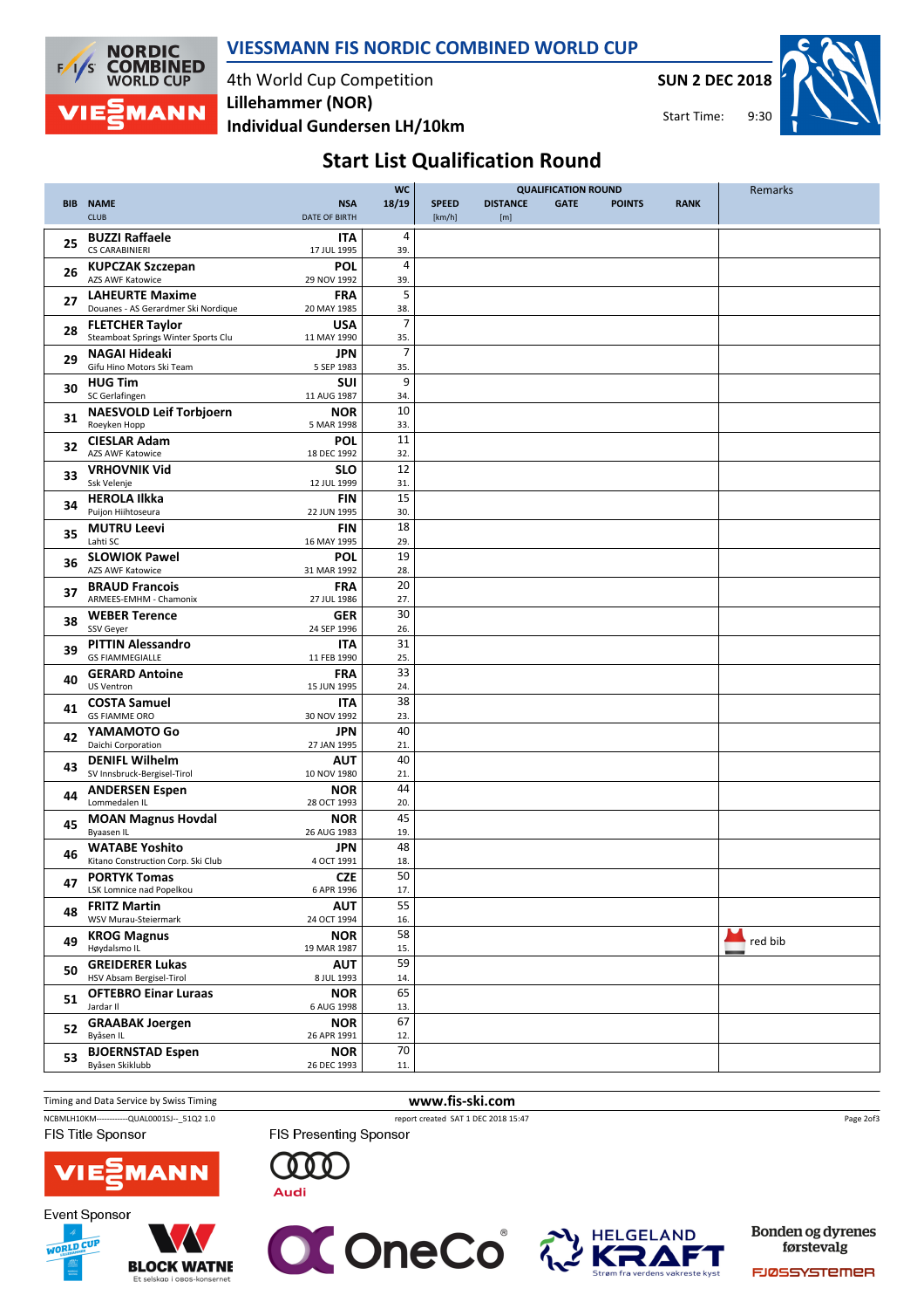# VIESSMANN FIS NORDIC COMBINED WORLD CUP

4th World Cup Competition
**Lillehammer (NOR)**
**Individual Gundersen LH/10km**

**SUN 2 DEC 2018**
Start Time: 9:30

## Start List Qualification Round

| BIB | NAME / CLUB | NSA / DATE OF BIRTH | WC 18/19 | SPEED [km/h] | DISTANCE [m] | GATE | POINTS | RANK | Remarks |
|---|---|---|---|---|---|---|---|---|---|
| 25 | **BUZZI Raffaele** CS CARABINIERI | **ITA** 17 JUL 1995 | 4 39. | | | | | | |
| 26 | **KUPCZAK Szczepan** AZS AWF Katowice | **POL** 29 NOV 1992 | 4 39. | | | | | | |
| 27 | **LAHEURTE Maxime** Douanes - AS Gerardmer Ski Nordique | **FRA** 20 MAY 1985 | 5 38. | | | | | | |
| 28 | **FLETCHER Taylor** Steamboat Springs Winter Sports Clu | **USA** 11 MAY 1990 | 7 35. | | | | | | |
| 29 | **NAGAI Hideaki** Gifu Hino Motors Ski Team | **JPN** 5 SEP 1983 | 7 35. | | | | | | |
| 30 | **HUG Tim** SC Gerlafingen | **SUI** 11 AUG 1987 | 9 34. | | | | | | |
| 31 | **NAESVOLD Leif Torbjoern** Roeyken Hopp | **NOR** 5 MAR 1998 | 10 33. | | | | | | |
| 32 | **CIESLAR Adam** AZS AWF Katowice | **POL** 18 DEC 1992 | 11 32. | | | | | | |
| 33 | **VRHOVNIK Vid** Ssk Velenje | **SLO** 12 JUL 1999 | 12 31. | | | | | | |
| 34 | **HEROLA Ilkka** Puijon Hiihtoseura | **FIN** 22 JUN 1995 | 15 30. | | | | | | |
| 35 | **MUTRU Leevi** Lahti SC | **FIN** 16 MAY 1995 | 18 29. | | | | | | |
| 36 | **SLOWIOK Pawel** AZS AWF Katowice | **POL** 31 MAR 1992 | 19 28. | | | | | | |
| 37 | **BRAUD Francois** ARMEES-EMHM - Chamonix | **FRA** 27 JUL 1986 | 20 27. | | | | | | |
| 38 | **WEBER Terence** SSV Geyer | **GER** 24 SEP 1996 | 30 26. | | | | | | |
| 39 | **PITTIN Alessandro** GS FIAMMEGIALLE | **ITA** 11 FEB 1990 | 31 25. | | | | | | |
| 40 | **GERARD Antoine** US Ventron | **FRA** 15 JUN 1995 | 33 24. | | | | | | |
| 41 | **COSTA Samuel** GS FIAMME ORO | **ITA** 30 NOV 1992 | 38 23. | | | | | | |
| 42 | **YAMAMOTO Go** Daichi Corporation | **JPN** 27 JAN 1995 | 40 21. | | | | | | |
| 43 | **DENIFL Wilhelm** SV Innsbruck-Bergisel-Tirol | **AUT** 10 NOV 1980 | 40 21. | | | | | | |
| 44 | **ANDERSEN Espen** Lommedalen IL | **NOR** 28 OCT 1993 | 44 20. | | | | | | |
| 45 | **MOAN Magnus Hovdal** Byaasen IL | **NOR** 26 AUG 1983 | 45 19. | | | | | | |
| 46 | **WATABE Yoshito** Kitano Construction Corp. Ski Club | **JPN** 4 OCT 1991 | 48 18. | | | | | | |
| 47 | **PORTYK Tomas** LSK Lomnice nad Popelkou | **CZE** 6 APR 1996 | 50 17. | | | | | | |
| 48 | **FRITZ Martin** WSV Murau-Steiermark | **AUT** 24 OCT 1994 | 55 16. | | | | | | |
| 49 | **KROG Magnus** Høydalsmo IL | **NOR** 19 MAR 1987 | 58 15. | | | | | | red bib |
| 50 | **GREIDERER Lukas** HSV Absam Bergisel-Tirol | **AUT** 8 JUL 1993 | 59 14. | | | | | | |
| 51 | **OFTEBRO Einar Luraas** Jardar II | **NOR** 6 AUG 1998 | 65 13. | | | | | | |
| 52 | **GRAABAK Joergen** Byåsen IL | **NOR** 26 APR 1991 | 67 12. | | | | | | |
| 53 | **BJOERNSTAD Espen** Byåsen Skiklubb | **NOR** 26 DEC 1993 | 70 11. | | | | | | |

Timing and Data Service by Swiss Timing
www.fis-ski.com
NCBMLH10KM------------QUAL0001SJ--_51Q2 1.0 report created SAT 1 DEC 2018 15:47

FIS Title Sponsor: VIESSMANN
FIS Presenting Sponsor: Audi
Event Sponsor: BLOCK WATNE, OneCo, HELGELAND KRAFT, Bonden og dyrenes førstevalg FJØSSYSTEMER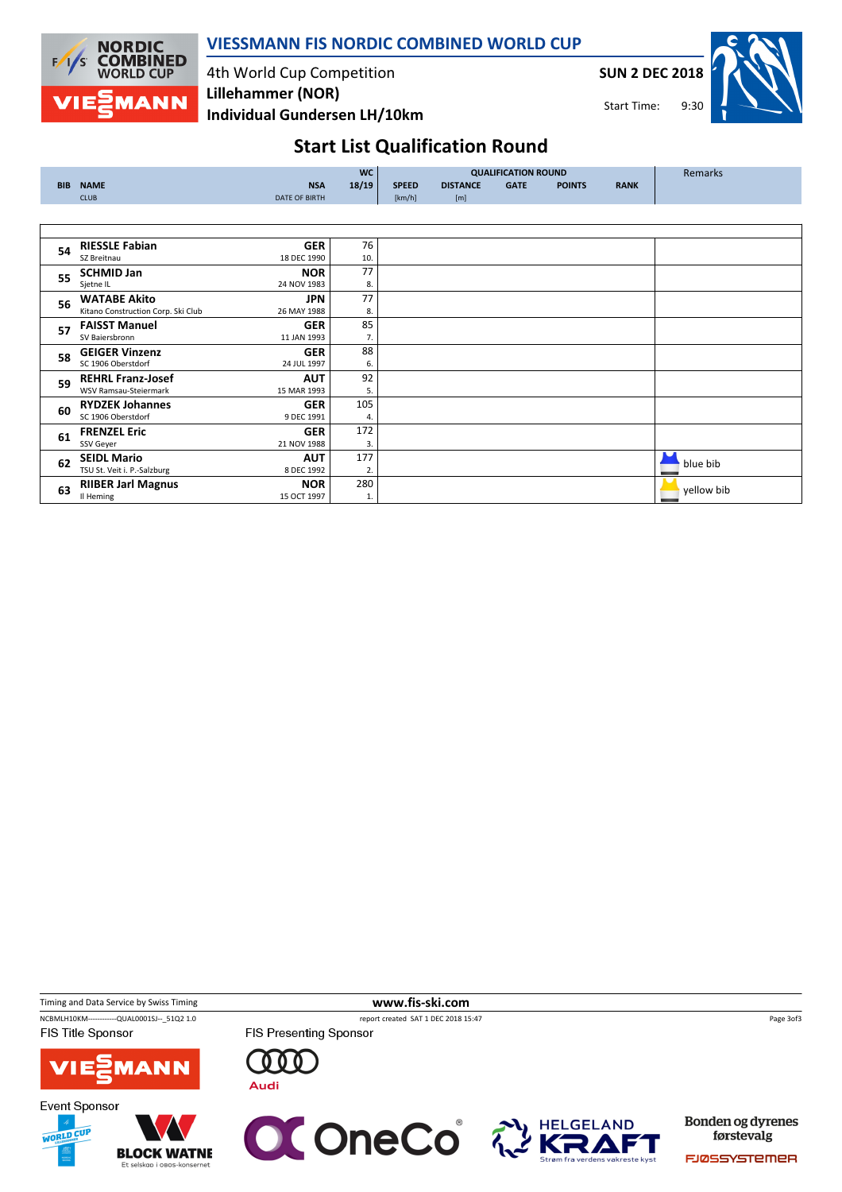# VIESSMANN FIS NORDIC COMBINED WORLD CUP

4th World Cup Competition

**Lillehammer (NOR)**

**Individual Gundersen LH/10km**

**SUN 2 DEC 2018**

Start Time: 9:30

## Start List Qualification Round

| BIB | NAME / CLUB | NSA / DATE OF BIRTH | WC 18/19 | SPEED [km/h] | DISTANCE [m] | GATE | POINTS | RANK | Remarks |
|---|---|---|---|---|---|---|---|---|---|
| 54 | **RIESSLE Fabian** SZ Breitnau | **GER** 18 DEC 1990 | 76 10. | | | | | | |
| 55 | **SCHMID Jan** Sjetne IL | **NOR** 24 NOV 1983 | 77 8. | | | | | | |
| 56 | **WATABE Akito** Kitano Construction Corp. Ski Club | **JPN** 26 MAY 1988 | 77 8. | | | | | | |
| 57 | **FAISST Manuel** SV Baiersbronn | **GER** 11 JAN 1993 | 85 7. | | | | | | |
| 58 | **GEIGER Vinzenz** SC 1906 Oberstdorf | **GER** 24 JUL 1997 | 88 6. | | | | | | |
| 59 | **REHRL Franz-Josef** WSV Ramsau-Steiermark | **AUT** 15 MAR 1993 | 92 5. | | | | | | |
| 60 | **RYDZEK Johannes** SC 1906 Oberstdorf | **GER** 9 DEC 1991 | 105 4. | | | | | | |
| 61 | **FRENZEL Eric** SSV Geyer | **GER** 21 NOV 1988 | 172 3. | | | | | | |
| 62 | **SEIDL Mario** TSU St. Veit i. P.-Salzburg | **AUT** 8 DEC 1992 | 177 2. | | | | | | blue bib |
| 63 | **RIIBER Jarl Magnus** Il Heming | **NOR** 15 OCT 1997 | 280 1. | | | | | | yellow bib |

Timing and Data Service by Swiss Timing

www.fis-ski.com

NCBMLH10KM------------QUAL0001SJ--_51Q2 1.0

report created SAT 1 DEC 2018 15:47

FIS Title Sponsor

FIS Presenting Sponsor

Event Sponsor